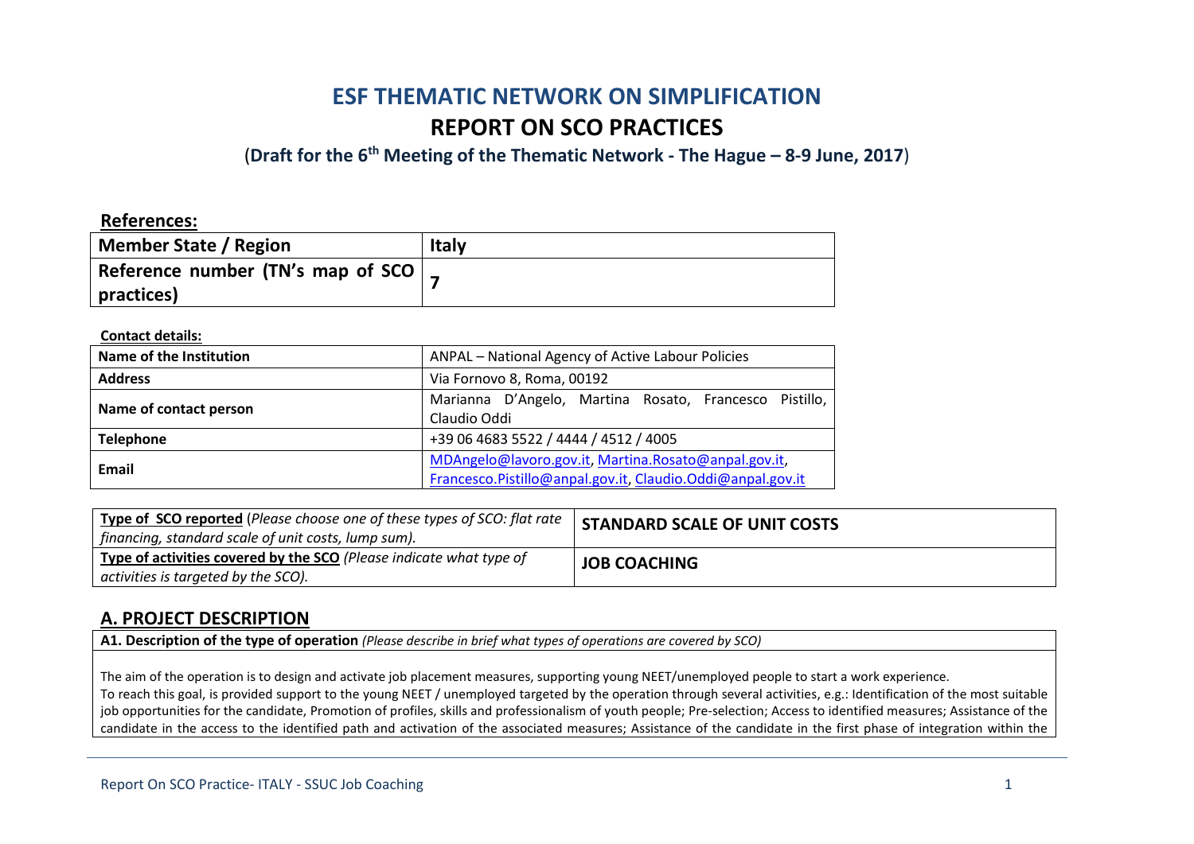# ESF THEMATIC NETWORK ON SIMPLIFICATION

# REPORT ON SCO PRACTICES

## (Draft for the 6th Meeting of the Thematic Network - The Hague – 8-9 June, 2017)

**References:**

| **Member State / Region** | **Italy** |
|---|---|
| **Reference number (TN's map of SCO practices)** | **7** |

**Contact details:**

| **Name of the Institution** | ANPAL – National Agency of Active Labour Policies |
|---|---|
| **Address** | Via Fornovo 8, Roma, 00192 |
| **Name of contact person** | Marianna D'Angelo, Martina Rosato, Francesco Pistillo, Claudio Oddi |
| **Telephone** | +39 06 4683 5522 / 4444 / 4512 / 4005 |
| **Email** | MDAngelo@lavoro.gov.it, Martina.Rosato@anpal.gov.it, Francesco.Pistillo@anpal.gov.it, Claudio.Oddi@anpal.gov.it |

| **Type of SCO reported** *(Please choose one of these types of SCO: flat rate financing, standard scale of unit costs, lump sum).* | **STANDARD SCALE OF UNIT COSTS** |
|---|---|
| **Type of activities covered by the SCO** *(Please indicate what type of activities is targeted by the SCO).* | **JOB COACHING** |

## A. PROJECT DESCRIPTION

**A1. Description of the type of operation** *(Please describe in brief what types of operations are covered by SCO)*

The aim of the operation is to design and activate job placement measures, supporting young NEET/unemployed people to start a work experience.

To reach this goal, is provided support to the young NEET / unemployed targeted by the operation through several activities, e.g.: Identification of the most suitable job opportunities for the candidate, Promotion of profiles, skills and professionalism of youth people; Pre-selection; Access to identified measures; Assistance of the candidate in the access to the identified path and activation of the associated measures; Assistance of the candidate in the first phase of integration within the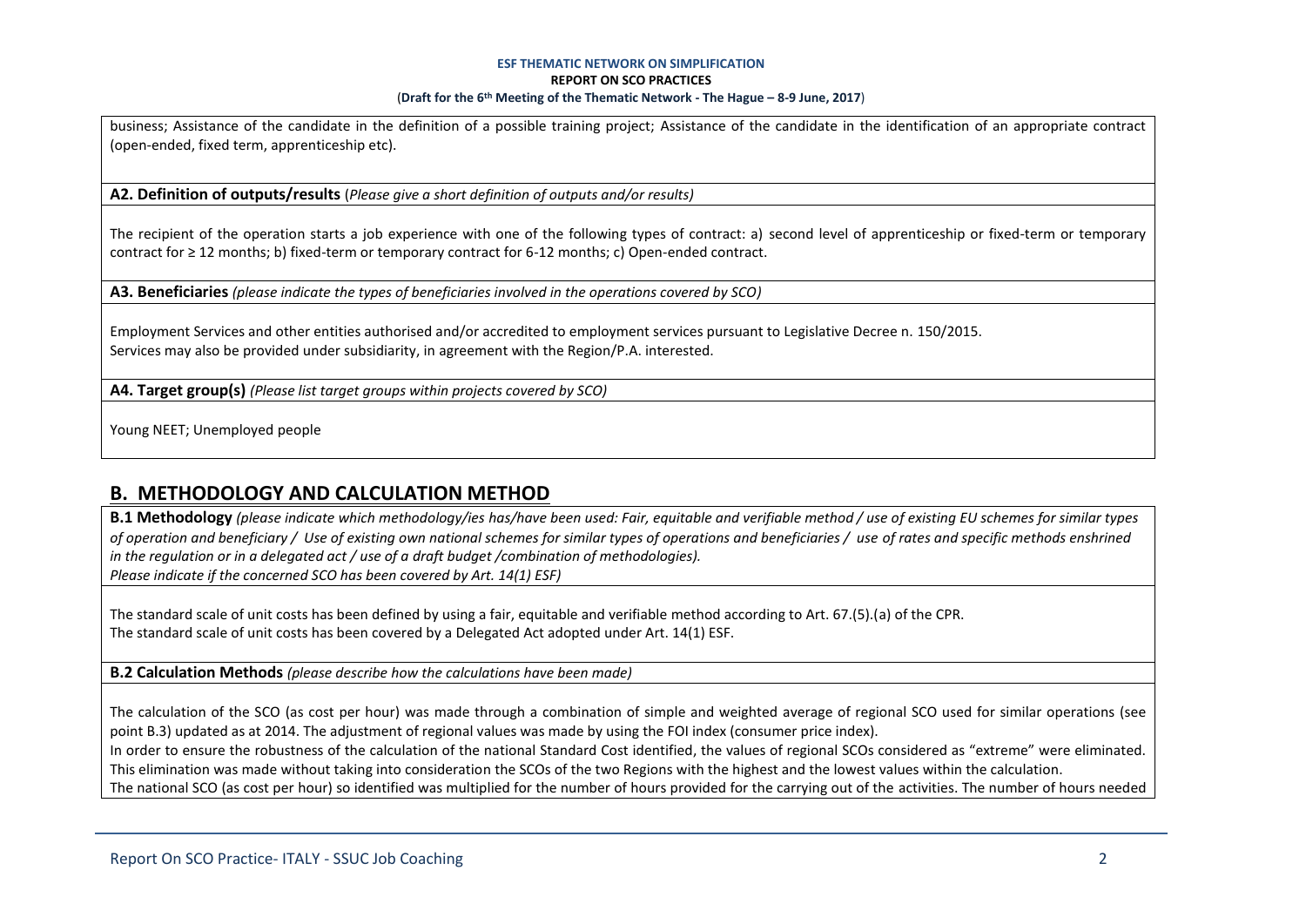business; Assistance of the candidate in the definition of a possible training project; Assistance of the candidate in the identification of an appropriate contract (open-ended, fixed term, apprenticeship etc).

**A2. Definition of outputs/results** (*Please give a short definition of outputs and/or results)*

The recipient of the operation starts a job experience with one of the following types of contract: a) second level of apprenticeship or fixed-term or temporary contract for ≥ 12 months; b) fixed-term or temporary contract for 6-12 months; c) Open-ended contract.

**A3. Beneficiaries** *(please indicate the types of beneficiaries involved in the operations covered by SCO)*

Employment Services and other entities authorised and/or accredited to employment services pursuant to Legislative Decree n. 150/2015.
Services may also be provided under subsidiarity, in agreement with the Region/P.A. interested.

**A4. Target group(s)** *(Please list target groups within projects covered by SCO)*

Young NEET; Unemployed people

## B. METHODOLOGY AND CALCULATION METHOD

**B.1 Methodology** *(please indicate which methodology/ies has/have been used: Fair, equitable and verifiable method / use of existing EU schemes for similar types of operation and beneficiary / Use of existing own national schemes for similar types of operations and beneficiaries / use of rates and specific methods enshrined in the regulation or in a delegated act / use of a draft budget /combination of methodologies).*
*Please indicate if the concerned SCO has been covered by Art. 14(1) ESF)*

The standard scale of unit costs has been defined by using a fair, equitable and verifiable method according to Art. 67.(5).(a) of the CPR.
The standard scale of unit costs has been covered by a Delegated Act adopted under Art. 14(1) ESF.

**B.2 Calculation Methods** *(please describe how the calculations have been made)*

The calculation of the SCO (as cost per hour) was made through a combination of simple and weighted average of regional SCO used for similar operations (see point B.3) updated as at 2014. The adjustment of regional values was made by using the FOI index (consumer price index).
In order to ensure the robustness of the calculation of the national Standard Cost identified, the values of regional SCOs considered as "extreme" were eliminated. This elimination was made without taking into consideration the SCOs of the two Regions with the highest and the lowest values within the calculation.
The national SCO (as cost per hour) so identified was multiplied for the number of hours provided for the carrying out of the activities. The number of hours needed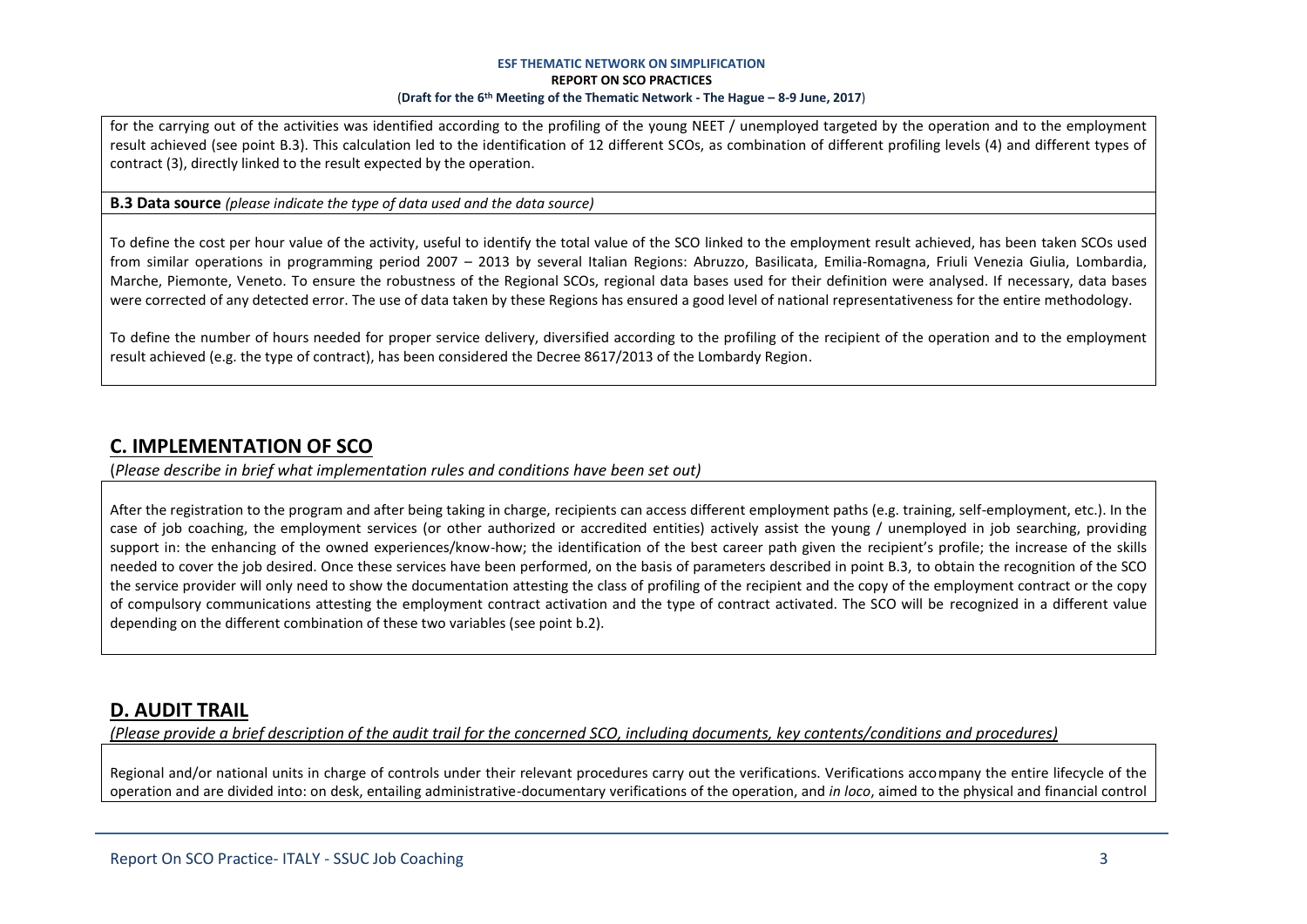for the carrying out of the activities was identified according to the profiling of the young NEET / unemployed targeted by the operation and to the employment result achieved (see point B.3). This calculation led to the identification of 12 different SCOs, as combination of different profiling levels (4) and different types of contract (3), directly linked to the result expected by the operation.

**B.3 Data source** *(please indicate the type of data used and the data source)*

To define the cost per hour value of the activity, useful to identify the total value of the SCO linked to the employment result achieved, has been taken SCOs used from similar operations in programming period 2007 – 2013 by several Italian Regions: Abruzzo, Basilicata, Emilia-Romagna, Friuli Venezia Giulia, Lombardia, Marche, Piemonte, Veneto. To ensure the robustness of the Regional SCOs, regional data bases used for their definition were analysed. If necessary, data bases were corrected of any detected error. The use of data taken by these Regions has ensured a good level of national representativeness for the entire methodology.

To define the number of hours needed for proper service delivery, diversified according to the profiling of the recipient of the operation and to the employment result achieved (e.g. the type of contract), has been considered the Decree 8617/2013 of the Lombardy Region.

## C. IMPLEMENTATION OF SCO

(*Please describe in brief what implementation rules and conditions have been set out)*

After the registration to the program and after being taking in charge, recipients can access different employment paths (e.g. training, self-employment, etc.). In the case of job coaching, the employment services (or other authorized or accredited entities) actively assist the young / unemployed in job searching, providing support in: the enhancing of the owned experiences/know-how; the identification of the best career path given the recipient's profile; the increase of the skills needed to cover the job desired. Once these services have been performed, on the basis of parameters described in point B.3, to obtain the recognition of the SCO the service provider will only need to show the documentation attesting the class of profiling of the recipient and the copy of the employment contract or the copy of compulsory communications attesting the employment contract activation and the type of contract activated. The SCO will be recognized in a different value depending on the different combination of these two variables (see point b.2).

## D. AUDIT TRAIL

*(Please provide a brief description of the audit trail for the concerned SCO, including documents, key contents/conditions and procedures)*

Regional and/or national units in charge of controls under their relevant procedures carry out the verifications. Verifications accompany the entire lifecycle of the operation and are divided into: on desk, entailing administrative-documentary verifications of the operation, and *in loco*, aimed to the physical and financial control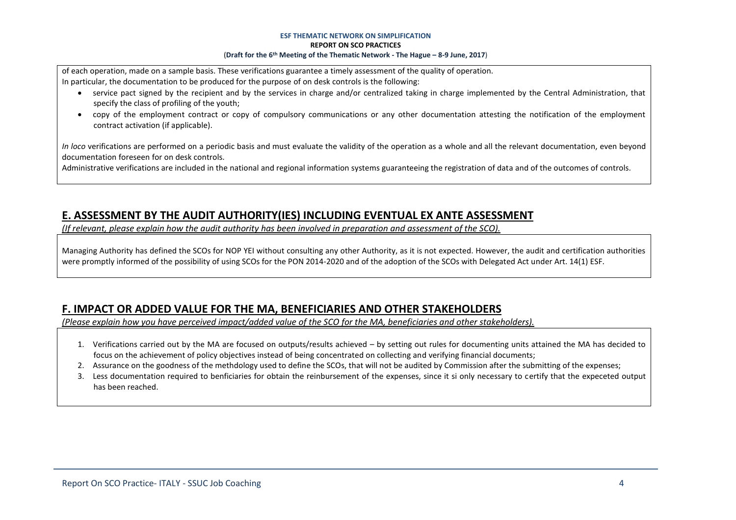of each operation, made on a sample basis. These verifications guarantee a timely assessment of the quality of operation.
In particular, the documentation to be produced for the purpose of on desk controls is the following:

- service pact signed by the recipient and by the services in charge and/or centralized taking in charge implemented by the Central Administration, that specify the class of profiling of the youth;
- copy of the employment contract or copy of compulsory communications or any other documentation attesting the notification of the employment contract activation (if applicable).

*In loco* verifications are performed on a periodic basis and must evaluate the validity of the operation as a whole and all the relevant documentation, even beyond documentation foreseen for on desk controls.
Administrative verifications are included in the national and regional information systems guaranteeing the registration of data and of the outcomes of controls.

## E. ASSESSMENT BY THE AUDIT AUTHORITY(IES) INCLUDING EVENTUAL EX ANTE ASSESSMENT

*(If relevant, please explain how the audit authority has been involved in preparation and assessment of the SCO).*

Managing Authority has defined the SCOs for NOP YEI without consulting any other Authority, as it is not expected. However, the audit and certification authorities were promptly informed of the possibility of using SCOs for the PON 2014-2020 and of the adoption of the SCOs with Delegated Act under Art. 14(1) ESF.

## F. IMPACT OR ADDED VALUE FOR THE MA, BENEFICIARIES AND OTHER STAKEHOLDERS

*(Please explain how you have perceived impact/added value of the SCO for the MA, beneficiaries and other stakeholders).*

1. Verifications carried out by the MA are focused on outputs/results achieved – by setting out rules for documenting units attained the MA has decided to focus on the achievement of policy objectives instead of being concentrated on collecting and verifying financial documents;
2. Assurance on the goodness of the methdology used to define the SCOs, that will not be audited by Commission after the submitting of the expenses;
3. Less documentation required to benficiaries for obtain the reinbursement of the expenses, since it si only necessary to certify that the expeceted output has been reached.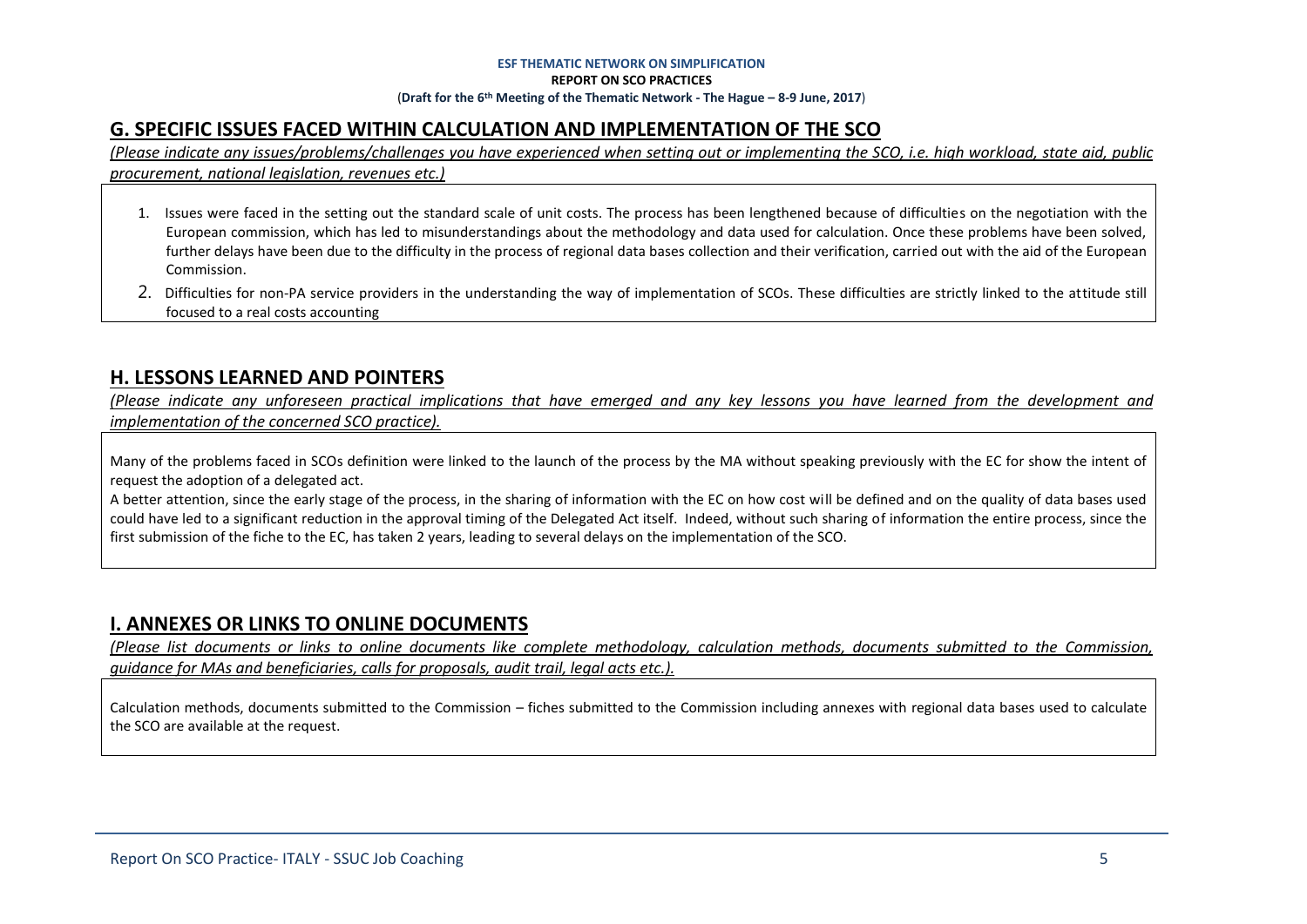## G. SPECIFIC ISSUES FACED WITHIN CALCULATION AND IMPLEMENTATION OF THE SCO

*(Please indicate any issues/problems/challenges you have experienced when setting out or implementing the SCO, i.e. high workload, state aid, public procurement, national legislation, revenues etc.)*

1. Issues were faced in the setting out the standard scale of unit costs. The process has been lengthened because of difficulties on the negotiation with the European commission, which has led to misunderstandings about the methodology and data used for calculation. Once these problems have been solved, further delays have been due to the difficulty in the process of regional data bases collection and their verification, carried out with the aid of the European Commission.
2. Difficulties for non-PA service providers in the understanding the way of implementation of SCOs. These difficulties are strictly linked to the attitude still focused to a real costs accounting

## H. LESSONS LEARNED AND POINTERS

*(Please indicate any unforeseen practical implications that have emerged and any key lessons you have learned from the development and implementation of the concerned SCO practice).*

Many of the problems faced in SCOs definition were linked to the launch of the process by the MA without speaking previously with the EC for show the intent of request the adoption of a delegated act.

A better attention, since the early stage of the process, in the sharing of information with the EC on how cost will be defined and on the quality of data bases used could have led to a significant reduction in the approval timing of the Delegated Act itself. Indeed, without such sharing of information the entire process, since the first submission of the fiche to the EC, has taken 2 years, leading to several delays on the implementation of the SCO.

## I. ANNEXES OR LINKS TO ONLINE DOCUMENTS

*(Please list documents or links to online documents like complete methodology, calculation methods, documents submitted to the Commission, guidance for MAs and beneficiaries, calls for proposals, audit trail, legal acts etc.).*

Calculation methods, documents submitted to the Commission – fiches submitted to the Commission including annexes with regional data bases used to calculate the SCO are available at the request.